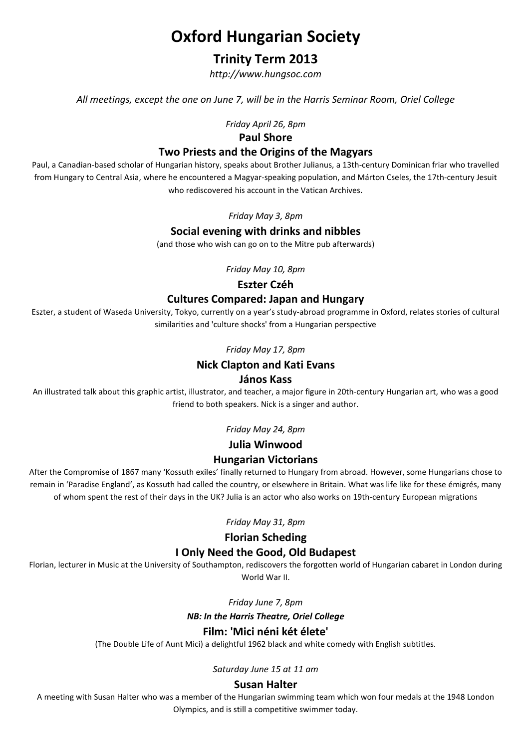# Oxford Hungarian Society

## Trinity Term 2013

*http://www.hungsoc.com*

*All meetings, except the one on June 7, will be in the Harris Seminar Room, Oriel College*

*Friday April 26, 8pm*

### Paul Shore

### Two Priests and the Origins of the Magyars

Paul, a Canadian-based scholar of Hungarian history, speaks about Brother Julianus, a 13th-century Dominican friar who travelled from Hungary to Central Asia, where he encountered a Magyar-speaking population, and Márton Cseles, the 17th-century Jesuit who rediscovered his account in the Vatican Archives.

*Friday May 3, 8pm*

### Social evening with drinks and nibbles

(and those who wish can go on to the Mitre pub afterwards)

*Friday May 10, 8pm*

### Eszter Czéh

### Cultures Compared: Japan and Hungary

Eszter, a student of Waseda University, Tokyo, currently on a year's study-abroad programme in Oxford, relates stories of cultural similarities and 'culture shocks' from a Hungarian perspective

*Friday May 17, 8pm*

### Nick Clapton and Kati Evans

### János Kass

An illustrated talk about this graphic artist, illustrator, and teacher, a major figure in 20th-century Hungarian art, who was a good friend to both speakers. Nick is a singer and author.

*Friday May 24, 8pm*

### Julia Winwood

### Hungarian Victorians

After the Compromise of 1867 many 'Kossuth exiles' finally returned to Hungary from abroad. However, some Hungarians chose to remain in 'Paradise England', as Kossuth had called the country, or elsewhere in Britain. What was life like for these émigrés, many of whom spent the rest of their days in the UK? Julia is an actor who also works on 19th-century European migrations

*Friday May 31, 8pm*

### Florian Scheding

### I Only Need the Good, Old Budapest

Florian, lecturer in Music at the University of Southampton, rediscovers the forgotten world of Hungarian cabaret in London during World War II.

*Friday June 7, 8pm*

***NB: In the Harris Theatre, Oriel College***

### Film: 'Mici néni két élete'

(The Double Life of Aunt Mici) a delightful 1962 black and white comedy with English subtitles.

*Saturday June 15 at 11 am*

### Susan Halter

A meeting with Susan Halter who was a member of the Hungarian swimming team which won four medals at the 1948 London Olympics, and is still a competitive swimmer today.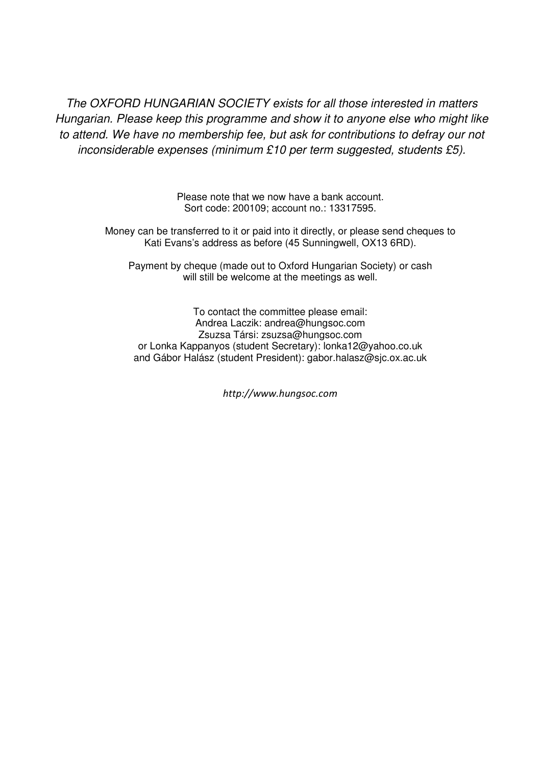*The OXFORD HUNGARIAN SOCIETY exists for all those interested in matters Hungarian. Please keep this programme and show it to anyone else who might like to attend. We have no membership fee, but ask for contributions to defray our not inconsiderable expenses (minimum £10 per term suggested, students £5).*

Please note that we now have a bank account.
Sort code: 200109; account no.: 13317595.

Money can be transferred to it or paid into it directly, or please send cheques to Kati Evans's address as before (45 Sunningwell, OX13 6RD).

Payment by cheque (made out to Oxford Hungarian Society) or cash will still be welcome at the meetings as well.

To contact the committee please email:
Andrea Laczik: andrea@hungsoc.com
Zsuzsa Társi: zsuzsa@hungsoc.com
or Lonka Kappanyos (student Secretary): lonka12@yahoo.co.uk
and Gábor Halász (student President): gabor.halasz@sjc.ox.ac.uk

*http://www.hungsoc.com*